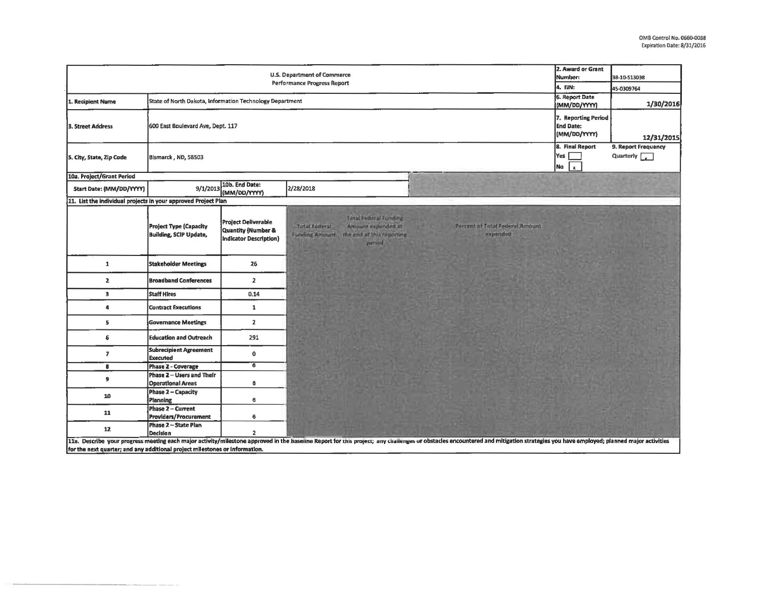OMB Control No. 0660-0038
Expiration Date: 8/31/2016

| U.S. Department of Commerce Performance Progress Report | | | | 2. Award or Grant Number: | 38-10-S13038 |
|---|---|---|---|---|---|
| | | | | 4. EIN: | 45-0309764 |
| 1. Recipient Name | State of North Dakota, Information Technology Department | | | 6. Report Date (MM/DD/YYYY) | 1/30/2016 |
| 3. Street Address | 600 East Boulevard Ave, Dept. 117 | | | 7. Reporting Period End Date: (MM/DD/YYYY) | 12/31/2015 |
| 5. City, State, Zip Code | Bismarck , ND, 58503 | | | 8. Final Report Yes [ ] No [x] | 9. Report Frequency Quarterly [x] |
| 10a. Project/Grant Period | | | | | |
| Start Date: (MM/DD/YYYY) | 9/1/2013 | 10b. End Date: (MM/DD/YYYY) | 2/28/2018 | | |

11. List the individual projects in your approved Project Plan

| | Project Type (Capacity Building, SCIP Update, | Project Deliverable Quantity (Number & Indicator Description) | Total Federal Funding Amount | Total Federal Funding Amount expended at the end of this reporting period | Percent of Total Federal Amount expended |
|---|---|---|---|---|---|
| 1 | Stakeholder Meetings | 26 | | | |
| 2 | Broadband Conferences | 2 | | | |
| 3 | Staff Hires | 0.14 | | | |
| 4 | Contract Executions | 1 | | | |
| 5 | Governance Meetings | 2 | | | |
| 6 | Education and Outreach | 291 | | | |
| 7 | Subrecipient Agreement Executed | 0 | | | |
| 8 | Phase 2 - Coverage | 6 | | | |
| 9 | Phase 2 – Users and Their Operational Areas | 6 | | | |
| 10 | Phase 2 – Capacity Planning | 6 | | | |
| 11 | Phase 2 – Current Providers/Procurement | 6 | | | |
| 12 | Phase 2 – State Plan Decision | 2 | | | |

11a. Describe your progress meeting each major activity/milestone approved in the Baseline Report for this project; any challenges or obstacles encountered and mitigation strategies you have employed; planned major activities for the next quarter; and any additional project milestones or information.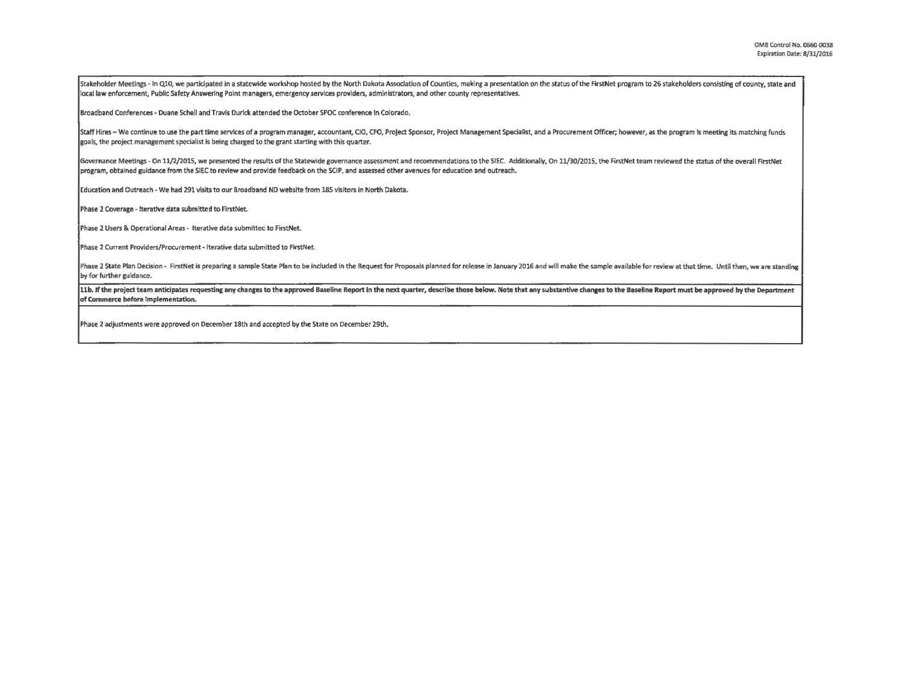Stakeholder Meetings - In Q10, we participated in a statewide workshop hosted by the North Dakota Association of Counties, making a presentation on the status of the FirstNet program to 26 stakeholders consisting of county, state and local law enforcement, Public Safety Answering Point managers, emergency services providers, administrators, and other county representatives.

Broadband Conferences - Duane Schell and Travis Durick attended the October SPOC conference in Colorado.

Staff Hires – We continue to use the part time services of a program manager, accountant, CIO, CFO, Project Sponsor, Project Management Specialist, and a Procurement Officer; however, as the program is meeting its matching funds goals, the project management specialist is being charged to the grant starting with this quarter.

Governance Meetings - On 11/2/2015, we presented the results of the Statewide governance assessment and recommendations to the SIEC. Additionally, On 11/30/2015, the FirstNet team reviewed the status of the overall FirstNet program, obtained guidance from the SIEC to review and provide feedback on the SCIP, and assessed other avenues for education and outreach.

Education and Outreach - We had 291 visits to our Broadband ND website from 185 visitors in North Dakota.

Phase 2 Coverage - Iterative data submitted to FirstNet.

Phase 2 Users & Operational Areas - Iterative data submitted to FirstNet.

Phase 2 Current Providers/Procurement - Iterative data submitted to FirstNet.

Phase 2 State Plan Decision - FirstNet is preparing a sample State Plan to be included in the Request for Proposals planned for release in January 2016 and will make the sample available for review at that time. Until then, we are standing by for further guidance.

**11b. If the project team anticipates requesting any changes to the approved Baseline Report in the next quarter, describe those below. Note that any substantive changes to the Baseline Report must be approved by the Department of Commerce before implementation.**

Phase 2 adjustments were approved on December 18th and accepted by the State on December 29th.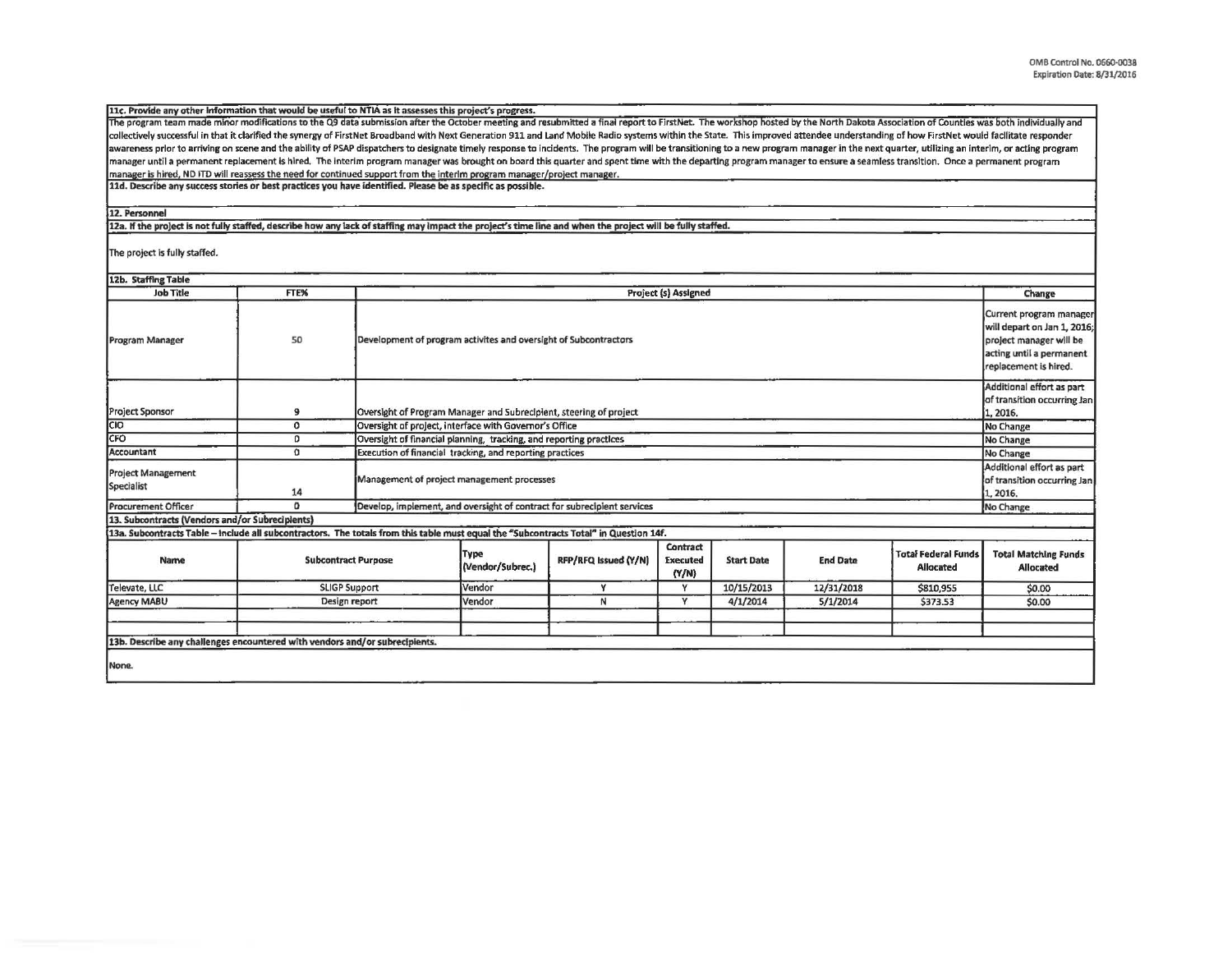**11c. Provide any other information that would be useful to NTIA as it assesses this project's progress.**

The program team made minor modifications to the Q9 data submission after the October meeting and resubmitted a final report to FirstNet. The workshop hosted by the North Dakota Association of Counties was both individually and collectively successful in that it clarified the synergy of FirstNet Broadband with Next Generation 911 and Land Mobile Radio systems within the State. This improved attendee understanding of how FirstNet would facilitate responder awareness prior to arriving on scene and the ability of PSAP dispatchers to designate timely response to incidents. The program will be transitioning to a new program manager in the next quarter, utilizing an interim, or acting program manager until a permanent replacement is hired. The interim program manager was brought on board this quarter and spent time with the departing program manager to ensure a seamless transition. Once a permanent program manager is hired, ND ITD will reassess the need for continued support from the interim program manager/project manager.

**11d. Describe any success stories or best practices you have identified. Please be as specific as possible.**

**12. Personnel**

**12a. If the project is not fully staffed, describe how any lack of staffing may impact the project's time line and when the project will be fully staffed.**

The project is fully staffed.

**12b. Staffing Table**

| Job Title | FTE% | Project (s) Assigned | Change |
|---|---|---|---|
| Program Manager | 50 | Development of program activites and oversight of Subcontractors | Current program manager will depart on Jan 1, 2016; project manager will be acting until a permanent replacement is hired. |
| Project Sponsor | 9 | Oversight of Program Manager and Subrecipient, steering of project | Additional effort as part of transition occurring Jan 1, 2016. |
| CIO | 0 | Oversight of project, interface with Governor's Office | No Change |
| CFO | 0 | Oversight of financial planning, tracking, and reporting practices | No Change |
| Accountant | 0 | Execution of financial tracking, and reporting practices | No Change |
| Project Management Specialist | 14 | Management of project management processes | Additional effort as part of transition occurring Jan 1, 2016. |
| Procurement Officer | 0 | Develop, implement, and oversight of contract for subrecipient services | No Change |

**13. Subcontracts (Vendors and/or Subrecipients)**

**13a. Subcontracts Table – Include all subcontractors. The totals from this table must equal the "Subcontracts Total" in Question 14f.**

| Name | Subcontract Purpose | Type (Vendor/Subrec.) | RFP/RFQ Issued (Y/N) | Contract Executed (Y/N) | Start Date | End Date | Total Federal Funds Allocated | Total Matching Funds Allocated |
|---|---|---|---|---|---|---|---|---|
| Televate, LLC | SLIGP Support | Vendor | Y | Y | 10/15/2013 | 12/31/2018 | $810,955 | $0.00 |
| Agency MABU | Design report | Vendor | N | Y | 4/1/2014 | 5/1/2014 | $373.53 | $0.00 |
| | | | | | | | | |
| | | | | | | | | |

**13b. Describe any challenges encountered with vendors and/or subrecipients.**

None.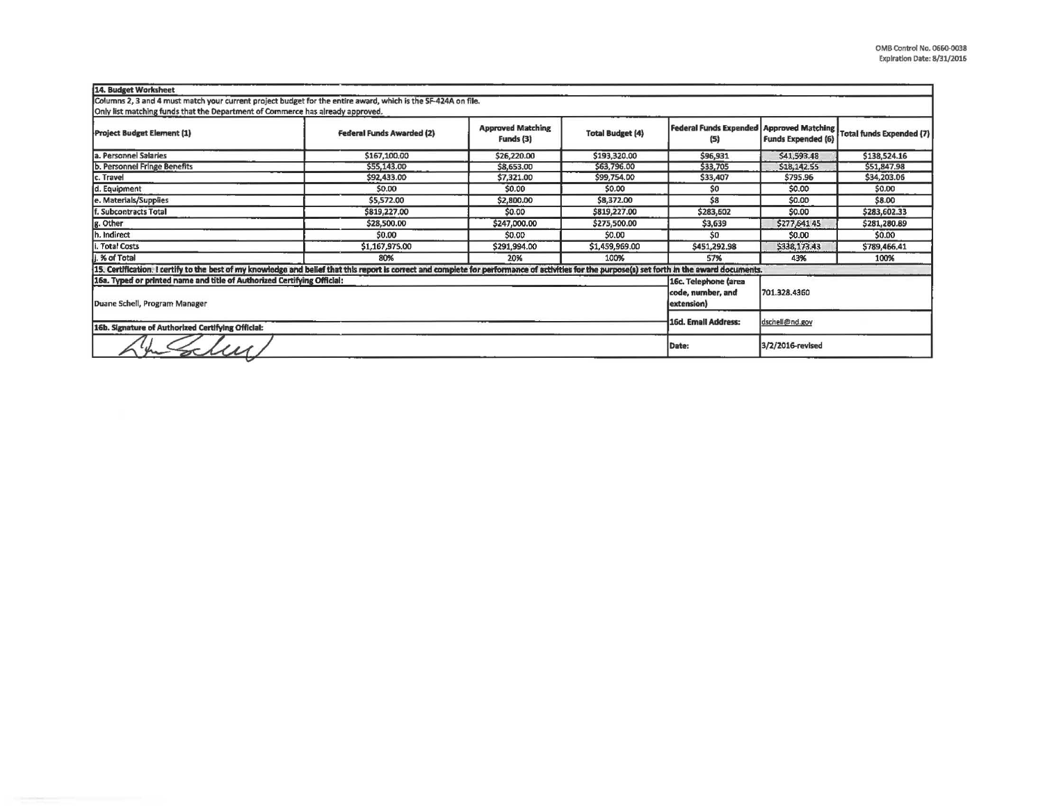OMB Control No. 0660-0038
Expiration Date: 8/31/2016

## 14. Budget Worksheet

Columns 2, 3 and 4 must match your current project budget for the entire award, which is the SF-424A on file.
Only list matching funds that the Department of Commerce has already approved.

| Project Budget Element (1) | Federal Funds Awarded (2) | Approved Matching Funds (3) | Total Budget (4) | Federal Funds Expended (5) | Approved Matching Funds Expended (6) | Total funds Expended (7) |
|---|---|---|---|---|---|---|
| a. Personnel Salaries | $167,100.00 | $26,220.00 | $193,320.00 | $96,931 | $41,593.48 | $138,524.16 |
| b. Personnel Fringe Benefits | $55,143.00 | $8,653.00 | $63,796.00 | $33,705 | $18,142.55 | $51,847.98 |
| c. Travel | $92,433.00 | $7,321.00 | $99,754.00 | $33,407 | $795.96 | $34,203.06 |
| d. Equipment | $0.00 | $0.00 | $0.00 | $0 | $0.00 | $0.00 |
| e. Materials/Supplies | $5,572.00 | $2,800.00 | $8,372.00 | $8 | $0.00 | $8.00 |
| f. Subcontracts Total | $819,227.00 | $0.00 | $819,227.00 | $283,602 | $0.00 | $283,602.33 |
| g. Other | $28,500.00 | $247,000.00 | $275,500.00 | $3,639 | $277,641.45 | $281,280.89 |
| h. Indirect | $0.00 | $0.00 | $0.00 | $0 | $0.00 | $0.00 |
| i. Total Costs | $1,167,975.00 | $291,994.00 | $1,459,969.00 | $451,292.98 | $338,173.43 | $789,466.41 |
| j. % of Total | 80% | 20% | 100% | 57% | 43% | 100% |

**15. Certification:** I certify to the best of my knowledge and belief that this report is correct and complete for performance of activities for the purpose(s) set forth in the award documents.

| | | | |
|---|---|---|---|
| **16a. Typed or printed name and title of Authorized Certifying Official:** Duane Schell, Program Manager | | **16c. Telephone (area code, number, and extension)** | 701.328.4360 |
| **16b. Signature of Authorized Certifying Official:** | | **16d. Email Address:** | dschell@nd.gov |
| [signature] | | **Date:** | 3/2/2016-revised |